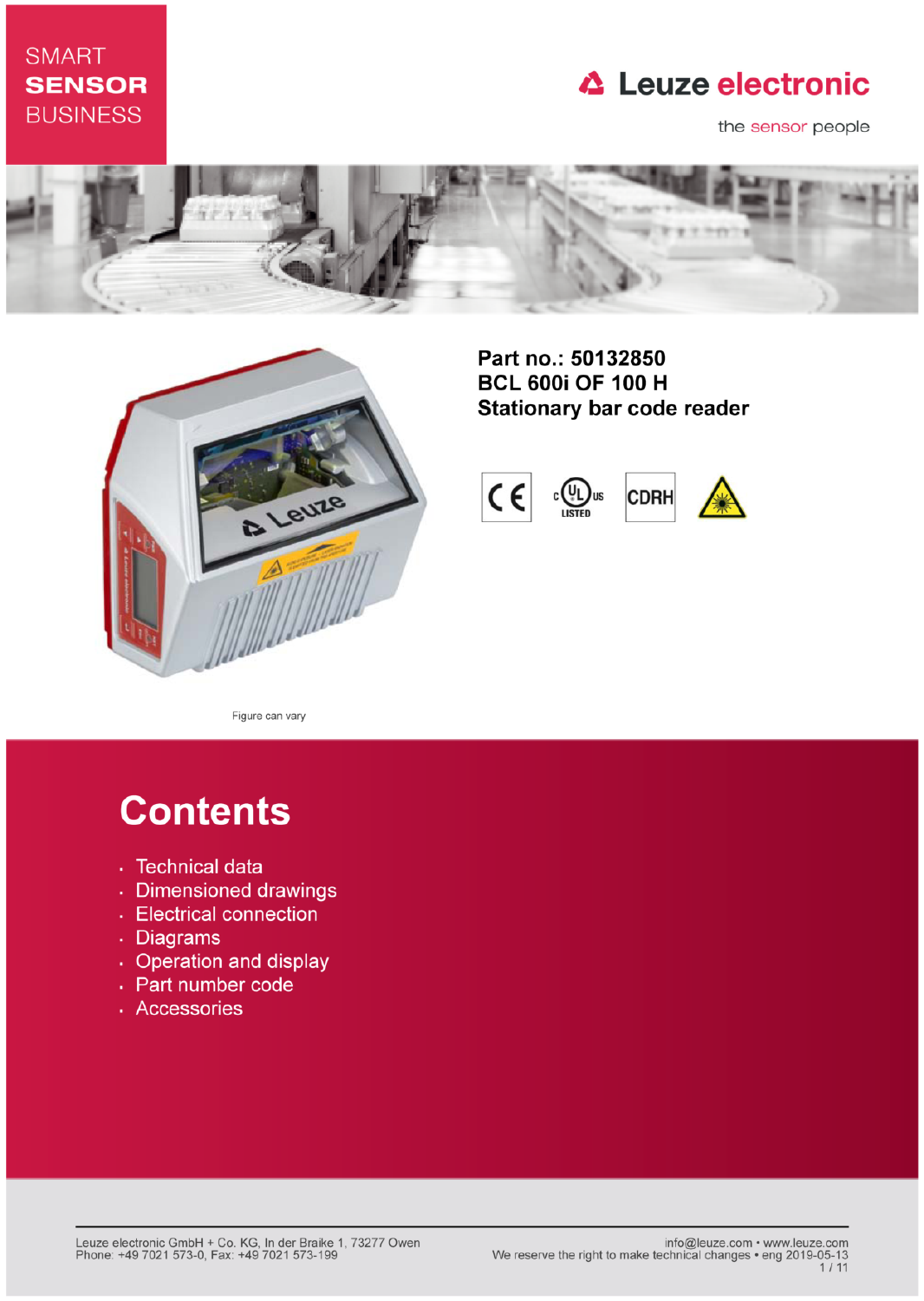SMART
**SENSOR**
BUSINESS

Leuze electronic

the sensor people

**Part no.: 50132850**
**BCL 600i OF 100 H**
**Stationary bar code reader**

Figure can vary

# Contents

- Technical data
- Dimensioned drawings
- Electrical connection
- Diagrams
- Operation and display
- Part number code
- Accessories

Leuze electronic GmbH + Co. KG, In der Braike 1, 73277 Owen
Phone: +49 7021 573-0, Fax: +49 7021 573-199

info@leuze.com • www.leuze.com
We reserve the right to make technical changes • eng 2019-05-13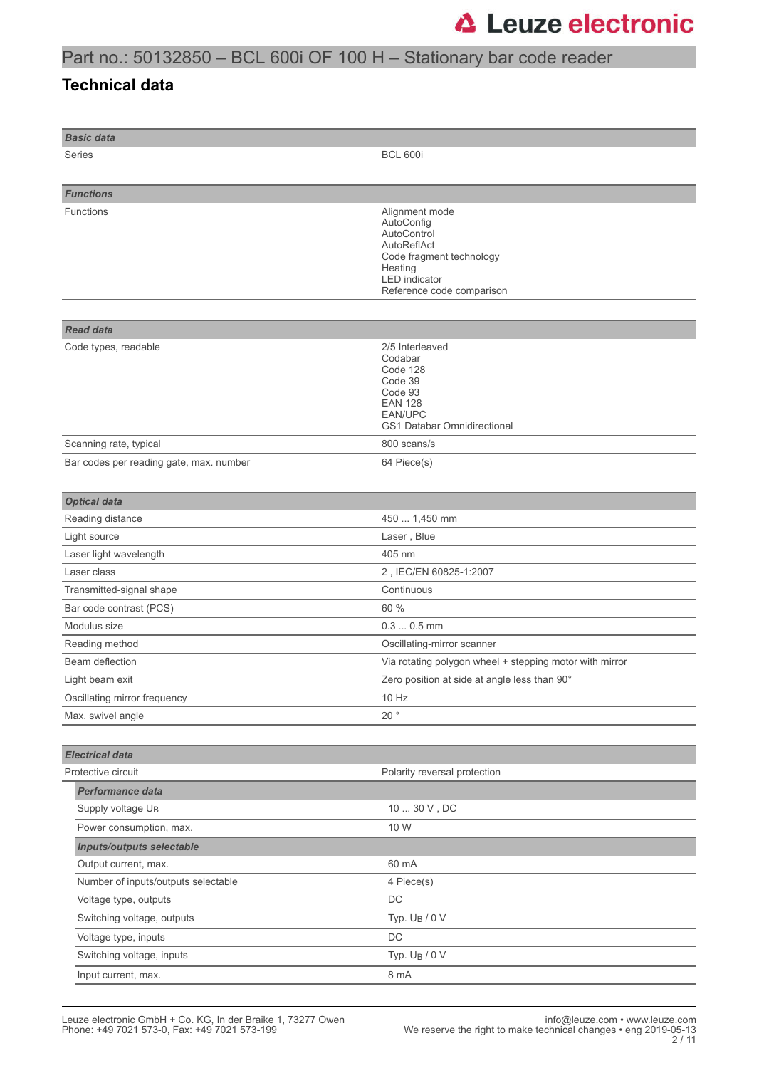# Part no.: 50132850 – BCL 600i OF 100 H – Stationary bar code reader

## Technical data

| ***Basic data*** | |
|---|---|
| Series | BCL 600i |

| ***Functions*** | |
|---|---|
| Functions | Alignment mode<br>AutoConfig<br>AutoControl<br>AutoReflAct<br>Code fragment technology<br>Heating<br>LED indicator<br>Reference code comparison |

| ***Read data*** | |
|---|---|
| Code types, readable | 2/5 Interleaved<br>Codabar<br>Code 128<br>Code 39<br>Code 93<br>EAN 128<br>EAN/UPC<br>GS1 Databar Omnidirectional |
| Scanning rate, typical | 800 scans/s |
| Bar codes per reading gate, max. number | 64 Piece(s) |

| ***Optical data*** | |
|---|---|
| Reading distance | 450 ... 1,450 mm |
| Light source | Laser , Blue |
| Laser light wavelength | 405 nm |
| Laser class | 2 , IEC/EN 60825-1:2007 |
| Transmitted-signal shape | Continuous |
| Bar code contrast (PCS) | 60 % |
| Modulus size | 0.3 ... 0.5 mm |
| Reading method | Oscillating-mirror scanner |
| Beam deflection | Via rotating polygon wheel + stepping motor with mirror |
| Light beam exit | Zero position at side at angle less than 90° |
| Oscillating mirror frequency | 10 Hz |
| Max. swivel angle | 20 ° |

| ***Electrical data*** | |
|---|---|
| Protective circuit | Polarity reversal protection |
| ***Performance data*** | |
| Supply voltage $U_B$ | 10 ... 30 V , DC |
| Power consumption, max. | 10 W |
| ***Inputs/outputs selectable*** | |
| Output current, max. | 60 mA |
| Number of inputs/outputs selectable | 4 Piece(s) |
| Voltage type, outputs | DC |
| Switching voltage, outputs | Typ. $U_B$ / 0 V |
| Voltage type, inputs | DC |
| Switching voltage, inputs | Typ. $U_B$ / 0 V |
| Input current, max. | 8 mA |

Leuze electronic GmbH + Co. KG, In der Braike 1, 73277 Owen
Phone: +49 7021 573-0, Fax: +49 7021 573-199

info@leuze.com • www.leuze.com
We reserve the right to make technical changes • eng 2019-05-13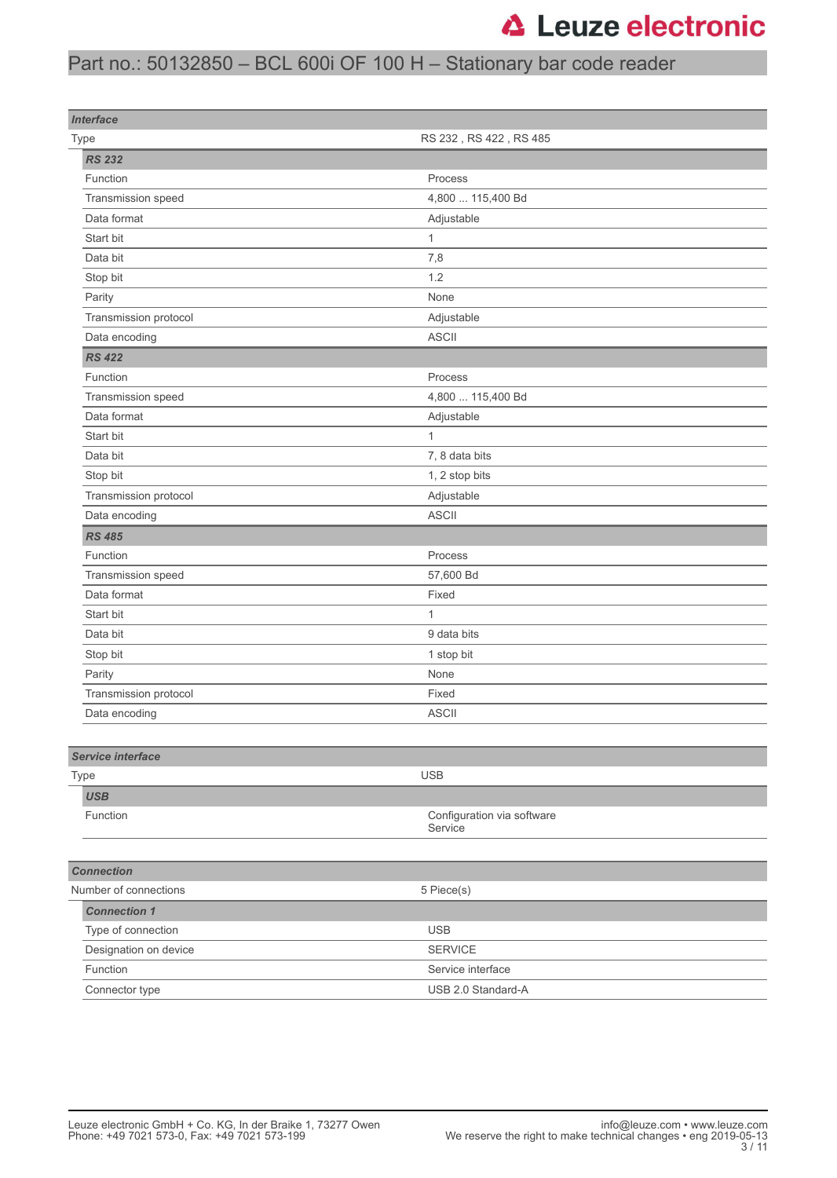# Part no.: 50132850 – BCL 600i OF 100 H – Stationary bar code reader

| ***Interface*** | |
|---|---|
| Type | RS 232 , RS 422 , RS 485 |
| ***RS 232*** | |
| Function | Process |
| Transmission speed | 4,800 ... 115,400 Bd |
| Data format | Adjustable |
| Start bit | 1 |
| Data bit | 7,8 |
| Stop bit | 1.2 |
| Parity | None |
| Transmission protocol | Adjustable |
| Data encoding | ASCII |
| ***RS 422*** | |
| Function | Process |
| Transmission speed | 4,800 ... 115,400 Bd |
| Data format | Adjustable |
| Start bit | 1 |
| Data bit | 7, 8 data bits |
| Stop bit | 1, 2 stop bits |
| Transmission protocol | Adjustable |
| Data encoding | ASCII |
| ***RS 485*** | |
| Function | Process |
| Transmission speed | 57,600 Bd |
| Data format | Fixed |
| Start bit | 1 |
| Data bit | 9 data bits |
| Stop bit | 1 stop bit |
| Parity | None |
| Transmission protocol | Fixed |
| Data encoding | ASCII |

| ***Service interface*** | |
|---|---|
| Type | USB |
| ***USB*** | |
| Function | Configuration via software<br>Service |

| ***Connection*** | |
|---|---|
| Number of connections | 5 Piece(s) |
| ***Connection 1*** | |
| Type of connection | USB |
| Designation on device | SERVICE |
| Function | Service interface |
| Connector type | USB 2.0 Standard-A |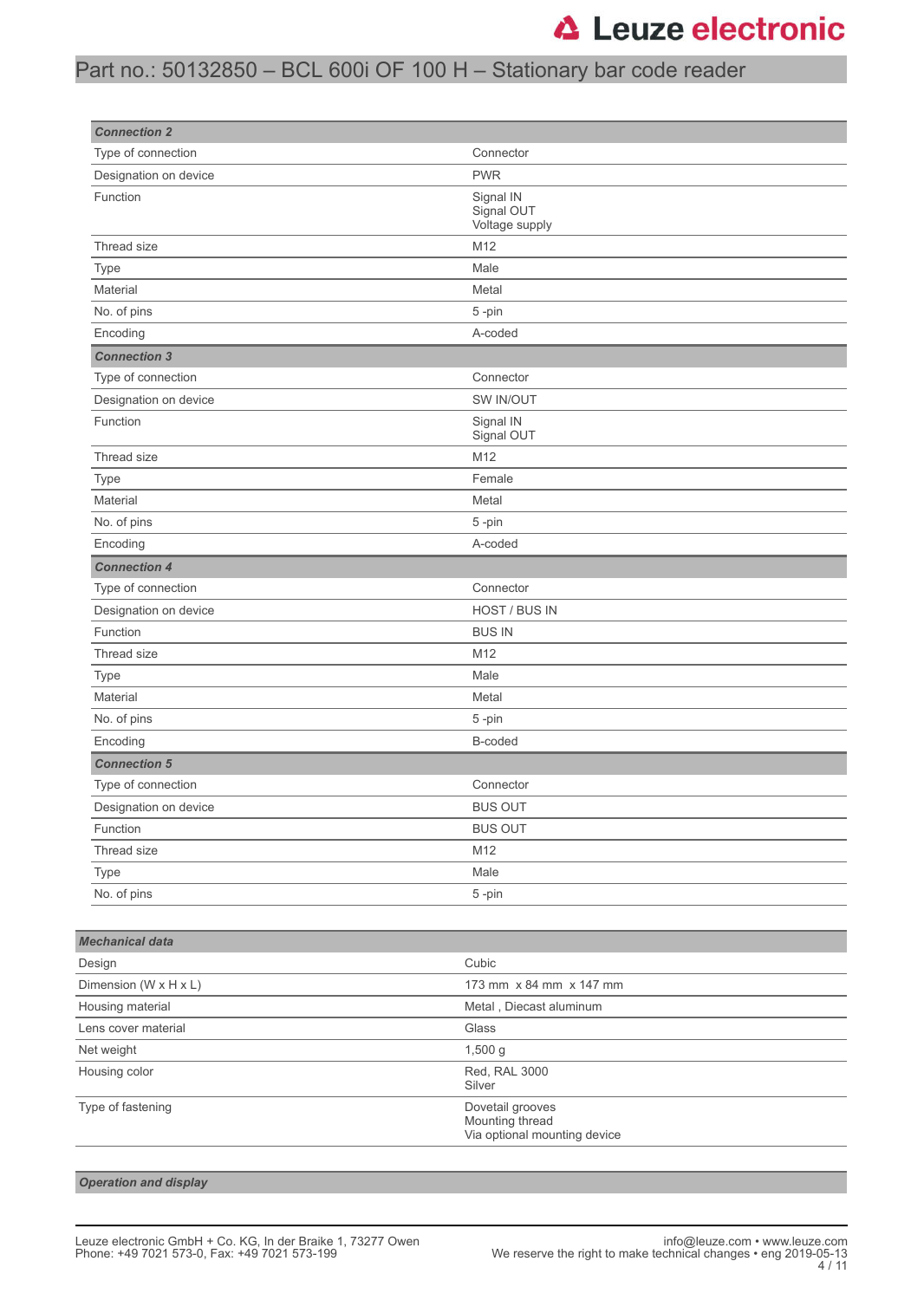| **Connection 2** | |
|---|---|
| Type of connection | Connector |
| Designation on device | PWR |
| Function | Signal IN<br>Signal OUT<br>Voltage supply |
| Thread size | M12 |
| Type | Male |
| Material | Metal |
| No. of pins | 5 -pin |
| Encoding | A-coded |
| **Connection 3** | |
| Type of connection | Connector |
| Designation on device | SW IN/OUT |
| Function | Signal IN<br>Signal OUT |
| Thread size | M12 |
| Type | Female |
| Material | Metal |
| No. of pins | 5 -pin |
| Encoding | A-coded |
| **Connection 4** | |
| Type of connection | Connector |
| Designation on device | HOST / BUS IN |
| Function | BUS IN |
| Thread size | M12 |
| Type | Male |
| Material | Metal |
| No. of pins | 5 -pin |
| Encoding | B-coded |
| **Connection 5** | |
| Type of connection | Connector |
| Designation on device | BUS OUT |
| Function | BUS OUT |
| Thread size | M12 |
| Type | Male |
| No. of pins | 5 -pin |

| **Mechanical data** | |
|---|---|
| Design | Cubic |
| Dimension (W x H x L) | 173 mm x 84 mm x 147 mm |
| Housing material | Metal , Diecast aluminum |
| Lens cover material | Glass |
| Net weight | 1,500 g |
| Housing color | Red, RAL 3000<br>Silver |
| Type of fastening | Dovetail grooves<br>Mounting thread<br>Via optional mounting device |

| **Operation and display** | |
|---|---|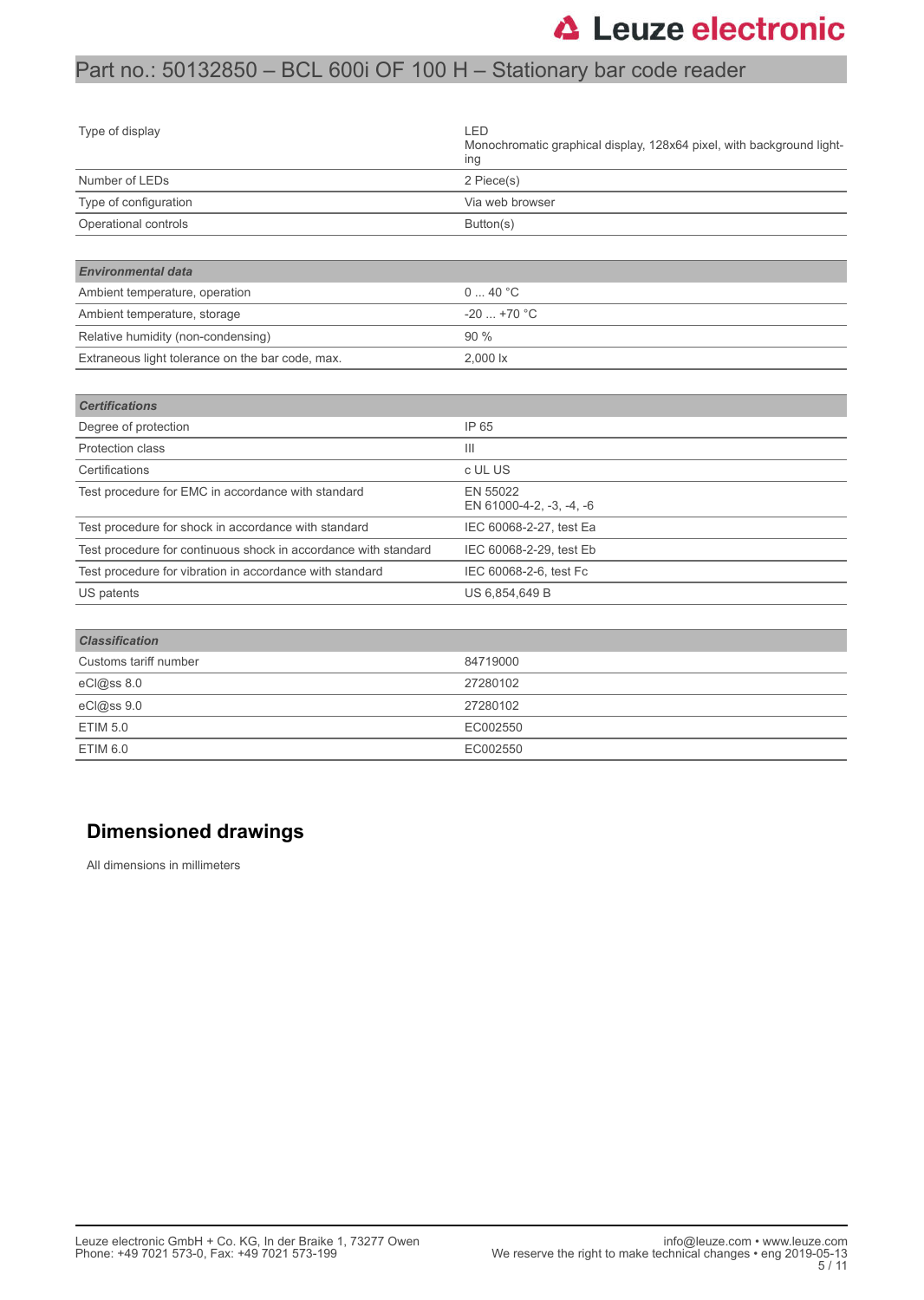| | |
|---|---|
| Type of display | LED<br>Monochromatic graphical display, 128x64 pixel, with background lighting |
| Number of LEDs | 2 Piece(s) |
| Type of configuration | Via web browser |
| Operational controls | Button(s) |

| ***Environmental data*** | |
|---|---|
| Ambient temperature, operation | 0 ... 40 °C |
| Ambient temperature, storage | -20 ... +70 °C |
| Relative humidity (non-condensing) | 90 % |
| Extraneous light tolerance on the bar code, max. | 2,000 lx |

| ***Certifications*** | |
|---|---|
| Degree of protection | IP 65 |
| Protection class | III |
| Certifications | c UL US |
| Test procedure for EMC in accordance with standard | EN 55022<br>EN 61000-4-2, -3, -4, -6 |
| Test procedure for shock in accordance with standard | IEC 60068-2-27, test Ea |
| Test procedure for continuous shock in accordance with standard | IEC 60068-2-29, test Eb |
| Test procedure for vibration in accordance with standard | IEC 60068-2-6, test Fc |
| US patents | US 6,854,649 B |

| ***Classification*** | |
|---|---|
| Customs tariff number | 84719000 |
| eCl@ss 8.0 | 27280102 |
| eCl@ss 9.0 | 27280102 |
| ETIM 5.0 | EC002550 |
| ETIM 6.0 | EC002550 |

## Dimensioned drawings

All dimensions in millimeters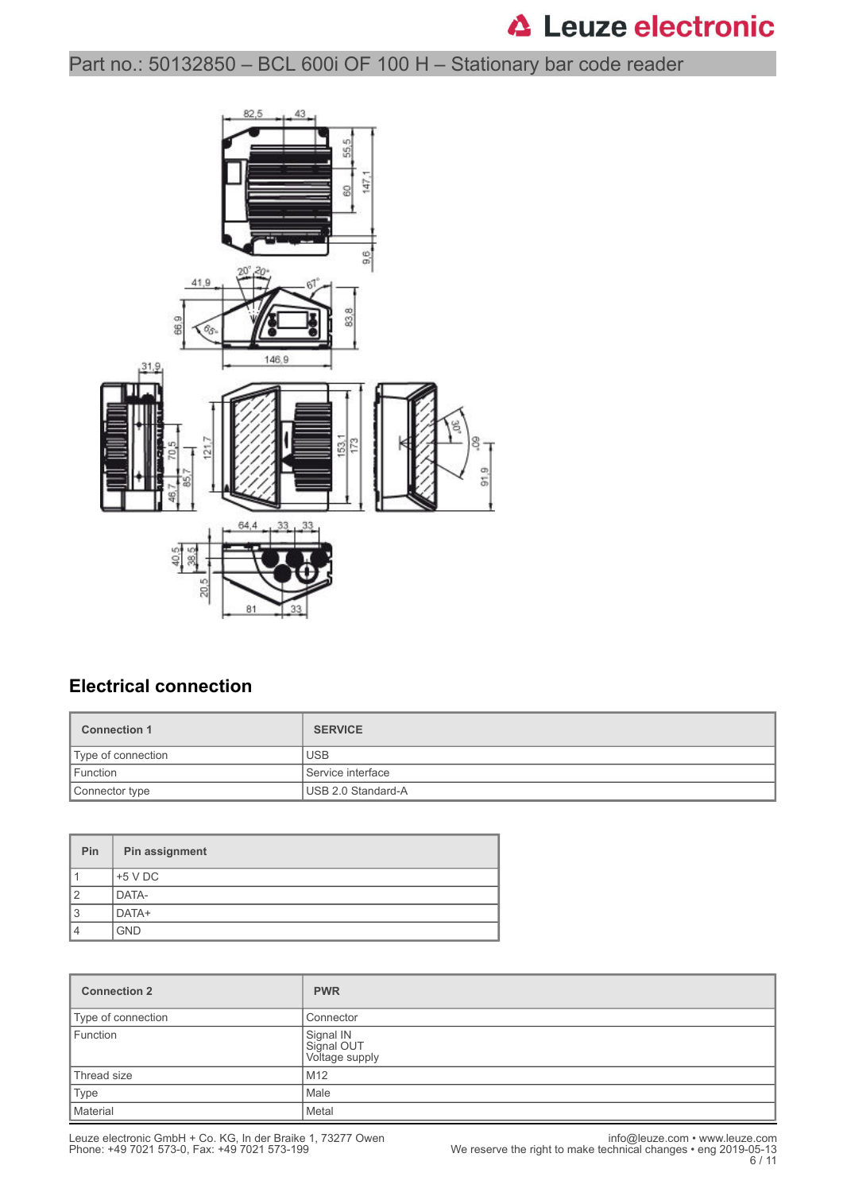## Electrical connection

| Connection 1 | SERVICE |
| --- | --- |
| Type of connection | USB |
| Function | Service interface |
| Connector type | USB 2.0 Standard-A |

| Pin | Pin assignment |
| --- | --- |
| 1 | +5 V DC |
| 2 | DATA- |
| 3 | DATA+ |
| 4 | GND |

| Connection 2 | PWR |
| --- | --- |
| Type of connection | Connector |
| Function | Signal IN<br>Signal OUT<br>Voltage supply |
| Thread size | M12 |
| Type | Male |
| Material | Metal |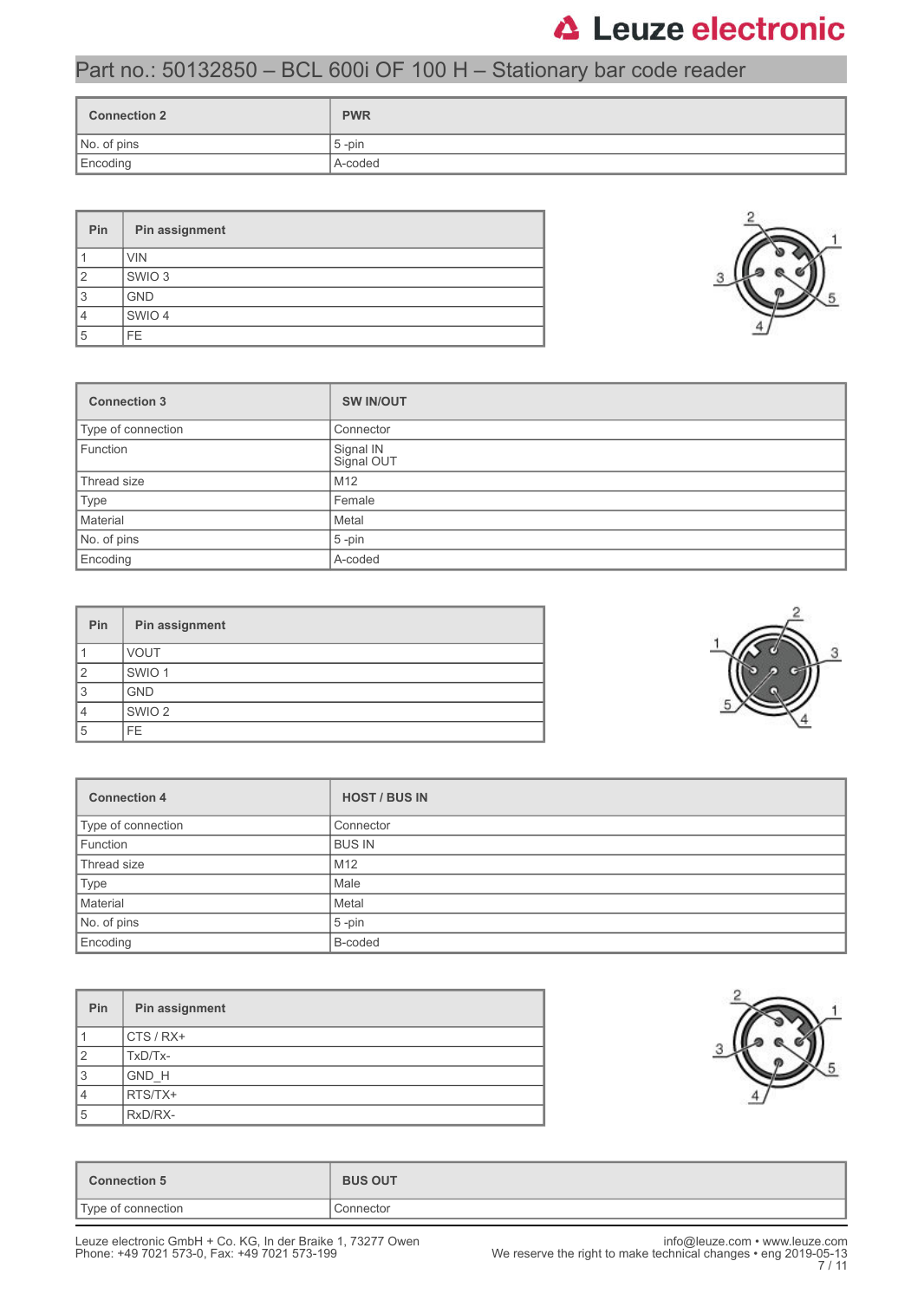| Connection 2 | PWR |
|---|---|
| No. of pins | 5 -pin |
| Encoding | A-coded |

| Pin | Pin assignment |
|---|---|
| 1 | VIN |
| 2 | SWIO 3 |
| 3 | GND |
| 4 | SWIO 4 |
| 5 | FE |

| Connection 3 | SW IN/OUT |
|---|---|
| Type of connection | Connector |
| Function | Signal IN<br>Signal OUT |
| Thread size | M12 |
| Type | Female |
| Material | Metal |
| No. of pins | 5 -pin |
| Encoding | A-coded |

| Pin | Pin assignment |
|---|---|
| 1 | VOUT |
| 2 | SWIO 1 |
| 3 | GND |
| 4 | SWIO 2 |
| 5 | FE |

| Connection 4 | HOST / BUS IN |
|---|---|
| Type of connection | Connector |
| Function | BUS IN |
| Thread size | M12 |
| Type | Male |
| Material | Metal |
| No. of pins | 5 -pin |
| Encoding | B-coded |

| Pin | Pin assignment |
|---|---|
| 1 | CTS / RX+ |
| 2 | TxD/Tx- |
| 3 | GND_H |
| 4 | RTS/TX+ |
| 5 | RxD/RX- |

| Connection 5 | BUS OUT |
|---|---|
| Type of connection | Connector |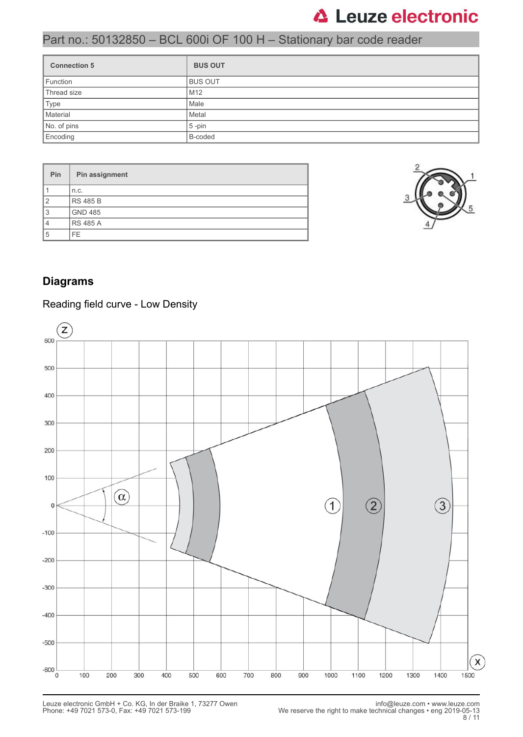| Connection 5 | BUS OUT |
|---|---|
| Function | BUS OUT |
| Thread size | M12 |
| Type | Male |
| Material | Metal |
| No. of pins | 5 -pin |
| Encoding | B-coded |

| Pin | Pin assignment |
|---|---|
| 1 | n.c. |
| 2 | RS 485 B |
| 3 | GND 485 |
| 4 | RS 485 A |
| 5 | FE |

## Diagrams

### Reading field curve - Low Density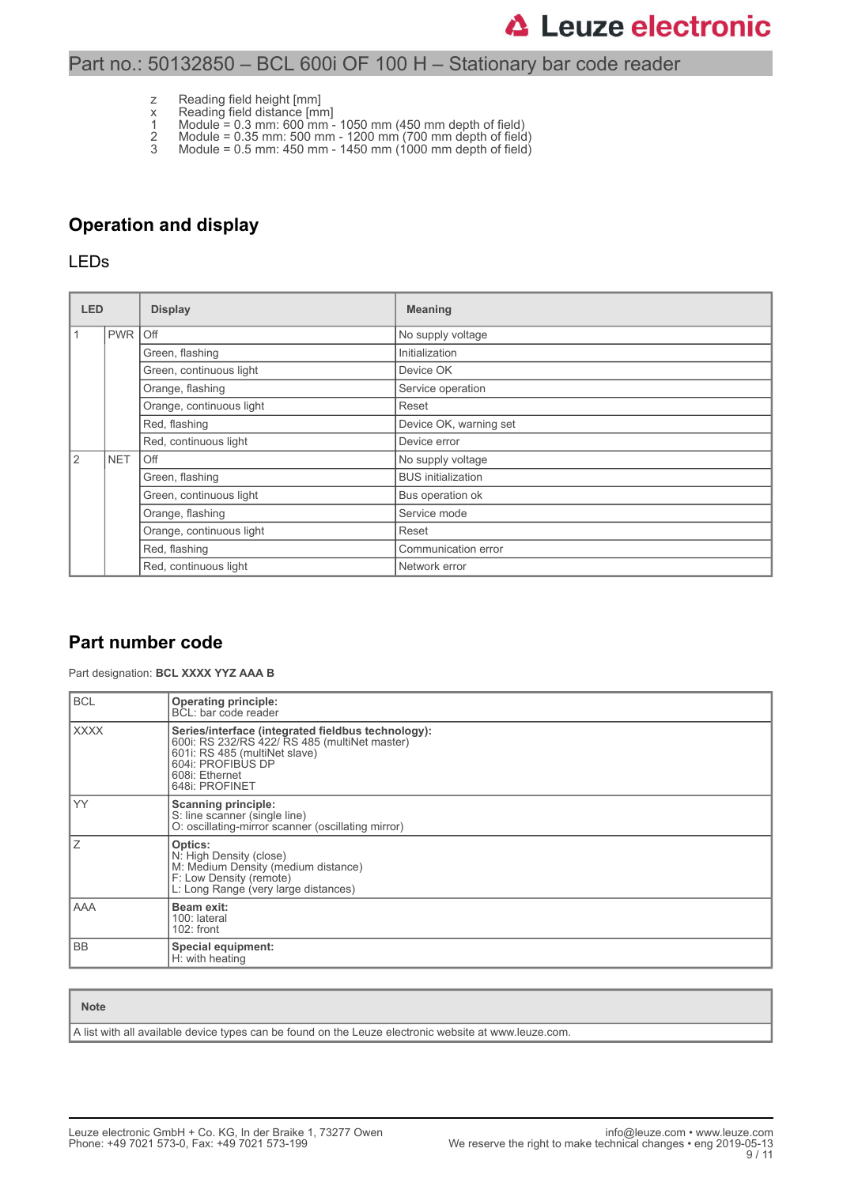z Reading field height [mm]
x Reading field distance [mm]
1 Module = 0.3 mm: 600 mm - 1050 mm (450 mm depth of field)
2 Module = 0.35 mm: 500 mm - 1200 mm (700 mm depth of field)
3 Module = 0.5 mm: 450 mm - 1450 mm (1000 mm depth of field)

## Operation and display

### LEDs

| LED | | Display | Meaning |
|---|---|---|---|
| 1 | PWR | Off | No supply voltage |
| | | Green, flashing | Initialization |
| | | Green, continuous light | Device OK |
| | | Orange, flashing | Service operation |
| | | Orange, continuous light | Reset |
| | | Red, flashing | Device OK, warning set |
| | | Red, continuous light | Device error |
| 2 | NET | Off | No supply voltage |
| | | Green, flashing | BUS initialization |
| | | Green, continuous light | Bus operation ok |
| | | Orange, flashing | Service mode |
| | | Orange, continuous light | Reset |
| | | Red, flashing | Communication error |
| | | Red, continuous light | Network error |

## Part number code

Part designation: **BCL XXXX YYZ AAA B**

| | |
|---|---|
| BCL | **Operating principle:**<br>BCL: bar code reader |
| XXXX | **Series/interface (integrated fieldbus technology):**<br>600i: RS 232/RS 422/ RS 485 (multiNet master)<br>601i: RS 485 (multiNet slave)<br>604i: PROFIBUS DP<br>608i: Ethernet<br>648i: PROFINET |
| YY | **Scanning principle:**<br>S: line scanner (single line)<br>O: oscillating-mirror scanner (oscillating mirror) |
| Z | **Optics:**<br>N: High Density (close)<br>M: Medium Density (medium distance)<br>F: Low Density (remote)<br>L: Long Range (very large distances) |
| AAA | **Beam exit:**<br>100: lateral<br>102: front |
| BB | **Special equipment:**<br>H: with heating |

| Note |
|---|
| A list with all available device types can be found on the Leuze electronic website at www.leuze.com. |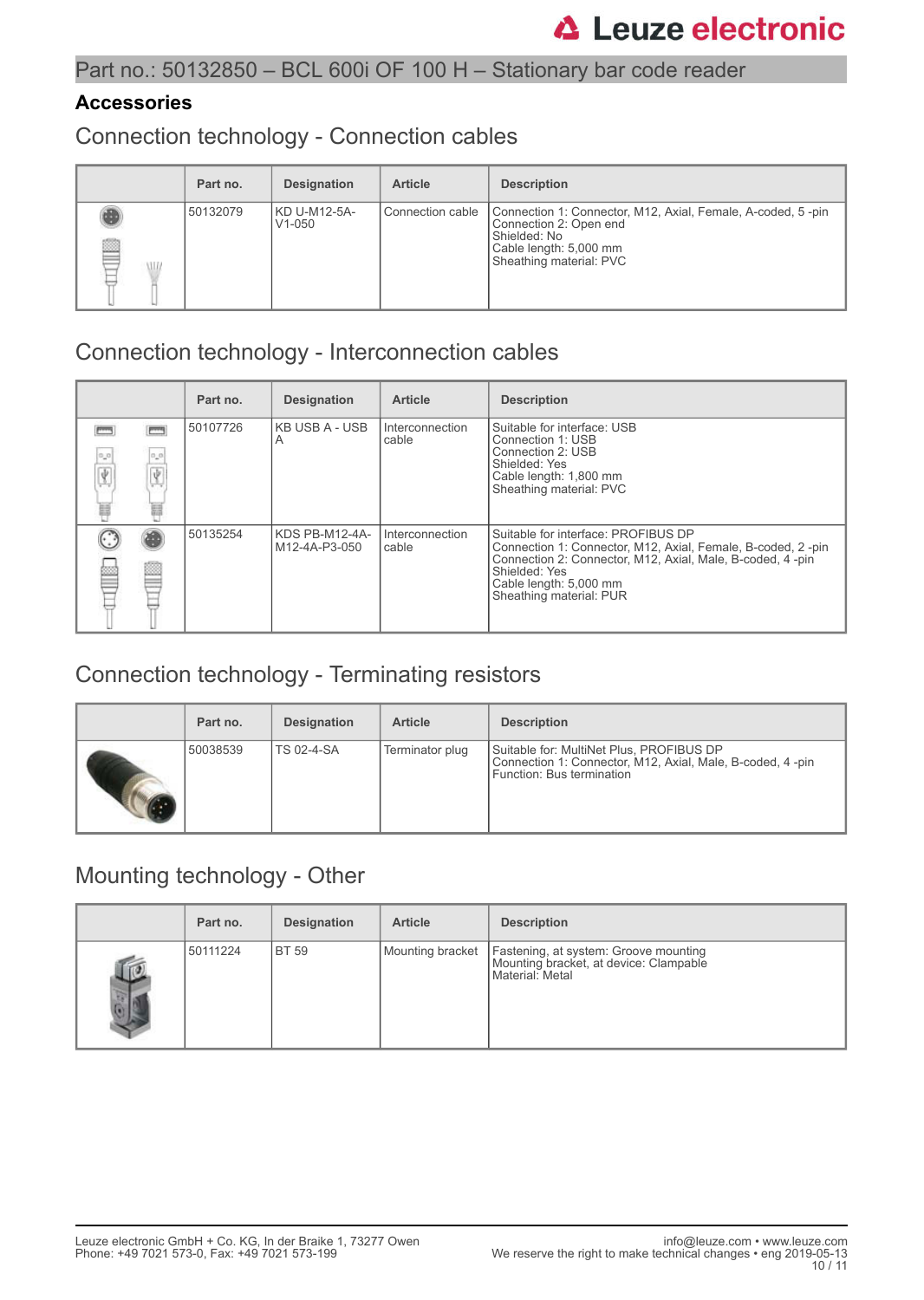Part no.: 50132850 – BCL 600i OF 100 H – Stationary bar code reader

## Accessories

### Connection technology - Connection cables

| | Part no. | Designation | Article | Description |
|---|---|---|---|---|
| | 50132079 | KD U-M12-5A-V1-050 | Connection cable | Connection 1: Connector, M12, Axial, Female, A-coded, 5 -pin<br>Connection 2: Open end<br>Shielded: No<br>Cable length: 5,000 mm<br>Sheathing material: PVC |

### Connection technology - Interconnection cables

| | Part no. | Designation | Article | Description |
|---|---|---|---|---|
| | 50107726 | KB USB A - USB A | Interconnection cable | Suitable for interface: USB<br>Connection 1: USB<br>Connection 2: USB<br>Shielded: Yes<br>Cable length: 1,800 mm<br>Sheathing material: PVC |
| | 50135254 | KDS PB-M12-4A-M12-4A-P3-050 | Interconnection cable | Suitable for interface: PROFIBUS DP<br>Connection 1: Connector, M12, Axial, Female, B-coded, 2 -pin<br>Connection 2: Connector, M12, Axial, Male, B-coded, 4 -pin<br>Shielded: Yes<br>Cable length: 5,000 mm<br>Sheathing material: PUR |

### Connection technology - Terminating resistors

| | Part no. | Designation | Article | Description |
|---|---|---|---|---|
| | 50038539 | TS 02-4-SA | Terminator plug | Suitable for: MultiNet Plus, PROFIBUS DP<br>Connection 1: Connector, M12, Axial, Male, B-coded, 4 -pin<br>Function: Bus termination |

### Mounting technology - Other

| | Part no. | Designation | Article | Description |
|---|---|---|---|---|
| | 50111224 | BT 59 | Mounting bracket | Fastening, at system: Groove mounting<br>Mounting bracket, at device: Clampable<br>Material: Metal |

Leuze electronic GmbH + Co. KG, In der Braike 1, 73277 Owen
Phone: +49 7021 573-0, Fax: +49 7021 573-199

info@leuze.com • www.leuze.com
We reserve the right to make technical changes • eng 2019-05-13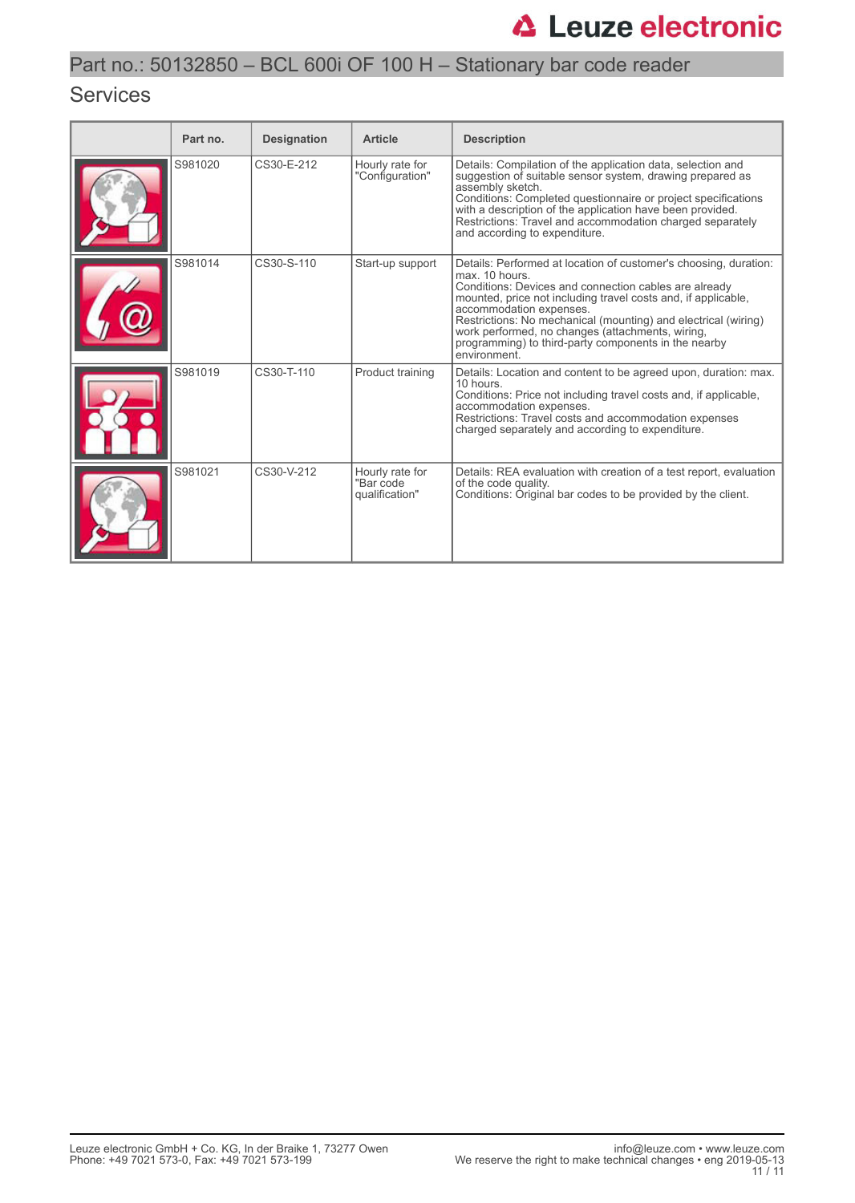# Part no.: 50132850 – BCL 600i OF 100 H – Stationary bar code reader

## Services

| | Part no. | Designation | Article | Description |
|---|---|---|---|---|
| | S981020 | CS30-E-212 | Hourly rate for "Configuration" | Details: Compilation of the application data, selection and suggestion of suitable sensor system, drawing prepared as assembly sketch.<br>Conditions: Completed questionnaire or project specifications with a description of the application have been provided.<br>Restrictions: Travel and accommodation charged separately and according to expenditure. |
| | S981014 | CS30-S-110 | Start-up support | Details: Performed at location of customer's choosing, duration: max. 10 hours.<br>Conditions: Devices and connection cables are already mounted, price not including travel costs and, if applicable, accommodation expenses.<br>Restrictions: No mechanical (mounting) and electrical (wiring) work performed, no changes (attachments, wiring, programming) to third-party components in the nearby environment. |
| | S981019 | CS30-T-110 | Product training | Details: Location and content to be agreed upon, duration: max. 10 hours.<br>Conditions: Price not including travel costs and, if applicable, accommodation expenses.<br>Restrictions: Travel costs and accommodation expenses charged separately and according to expenditure. |
| | S981021 | CS30-V-212 | Hourly rate for "Bar code qualification" | Details: REA evaluation with creation of a test report, evaluation of the code quality.<br>Conditions: Original bar codes to be provided by the client. |

Leuze electronic GmbH + Co. KG, In der Braike 1, 73277 Owen
Phone: +49 7021 573-0, Fax: +49 7021 573-199

info@leuze.com • www.leuze.com
We reserve the right to make technical changes • eng 2019-05-13